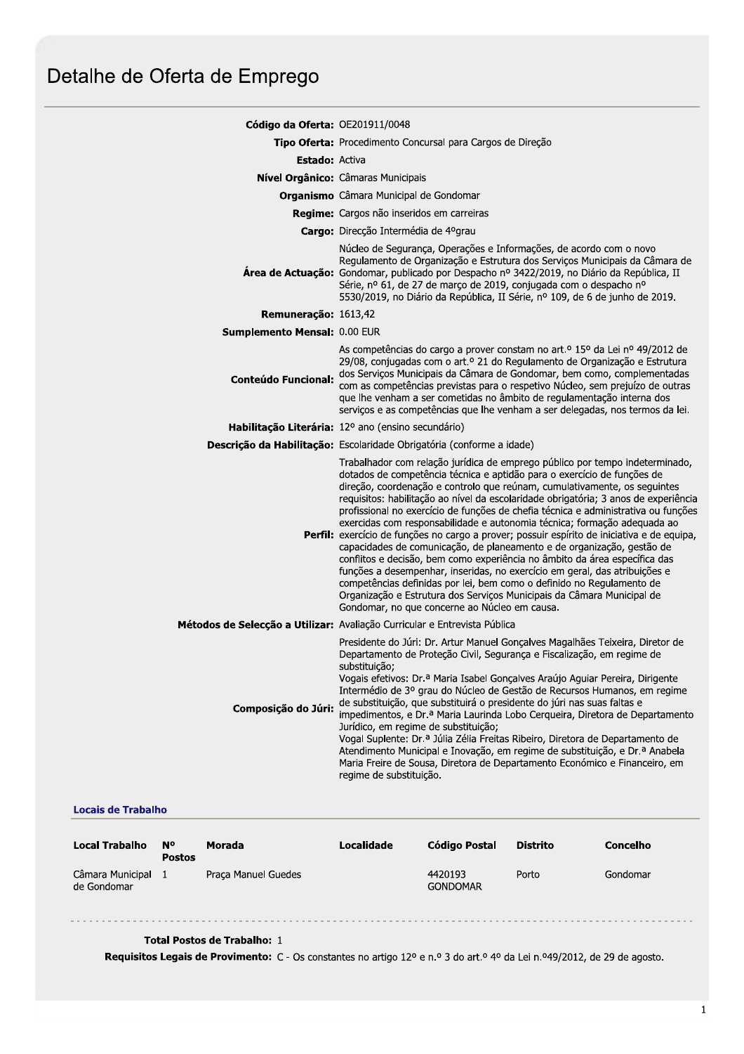# Detalhe de Oferta de Emprego

**Código da Oferta:** OE201911/0048

**Tipo Oferta:** Procedimento Concursal para Cargos de Direção

**Estado:** Activa

**Nível Orgânico:** Câmaras Municipais

**Organismo** Câmara Municipal de Gondomar

**Regime:** Cargos não inseridos em carreiras

**Cargo:** Direcção Intermédia de 4ºgrau

**Área de Actuação:** Núcleo de Segurança, Operações e Informações, de acordo com o novo Regulamento de Organização e Estrutura dos Serviços Municipais da Câmara de Gondomar, publicado por Despacho nº 3422/2019, no Diário da República, II Série, nº 61, de 27 de março de 2019, conjugada com o despacho nº 5530/2019, no Diário da República, II Série, nº 109, de 6 de junho de 2019.

**Remuneração:** 1613,42

**Sumplemento Mensal:** 0.00 EUR

**Conteúdo Funcional:** As competências do cargo a prover constam no art.º 15º da Lei nº 49/2012 de 29/08, conjugadas com o art.º 21 do Regulamento de Organização e Estrutura dos Serviços Municipais da Câmara de Gondomar, bem como, complementadas com as competências previstas para o respetivo Núcleo, sem prejuízo de outras que lhe venham a ser cometidas no âmbito de regulamentação interna dos serviços e as competências que lhe venham a ser delegadas, nos termos da lei.

**Habilitação Literária:** 12º ano (ensino secundário)

**Descrição da Habilitação:** Escolaridade Obrigatória (conforme a idade)

**Perfil:** Trabalhador com relação jurídica de emprego público por tempo indeterminado, dotados de competência técnica e aptidão para o exercício de funções de direção, coordenação e controlo que reúnam, cumulativamente, os seguintes requisitos: habilitação ao nível da escolaridade obrigatória; 3 anos de experiência profissional no exercício de funções de chefia técnica e administrativa ou funções exercidas com responsabilidade e autonomia técnica; formação adequada ao exercício de funções no cargo a prover; possuir espírito de iniciativa e de equipa, capacidades de comunicação, de planeamento e de organização, gestão de conflitos e decisão, bem como experiência no âmbito da área específica das funções a desempenhar, inseridas, no exercício em geral, das atribuições e competências definidas por lei, bem como o definido no Regulamento de Organização e Estrutura dos Serviços Municipais da Câmara Municipal de Gondomar, no que concerne ao Núcleo em causa.

**Métodos de Selecção a Utilizar:** Avaliação Curricular e Entrevista Pública

**Composição do Júri:** Presidente do Júri: Dr. Artur Manuel Gonçalves Magalhães Teixeira, Diretor de Departamento de Proteção Civil, Segurança e Fiscalização, em regime de substituição;
Vogais efetivos: Dr.ª Maria Isabel Gonçalves Araújo Aguiar Pereira, Dirigente Intermédio de 3º grau do Núcleo de Gestão de Recursos Humanos, em regime de substituição, que substituirá o presidente do júri nas suas faltas e impedimentos, e Dr.ª Maria Laurinda Lobo Cerqueira, Diretora de Departamento Jurídico, em regime de substituição;
Vogal Suplente: Dr.ª Júlia Zélia Freitas Ribeiro, Diretora de Departamento de Atendimento Municipal e Inovação, em regime de substituição, e Dr.ª Anabela Maria Freire de Sousa, Diretora de Departamento Económico e Financeiro, em regime de substituição.

### Locais de Trabalho

| Local Trabalho | Nº Postos | Morada | Localidade | Código Postal | Distrito | Concelho |
|---|---|---|---|---|---|---|
| Câmara Municipal de Gondomar | 1 | Praça Manuel Guedes | | 4420193 GONDOMAR | Porto | Gondomar |

**Total Postos de Trabalho:** 1

**Requisitos Legais de Provimento:** C - Os constantes no artigo 12º e n.º 3 do art.º 4º da Lei n.º49/2012, de 29 de agosto.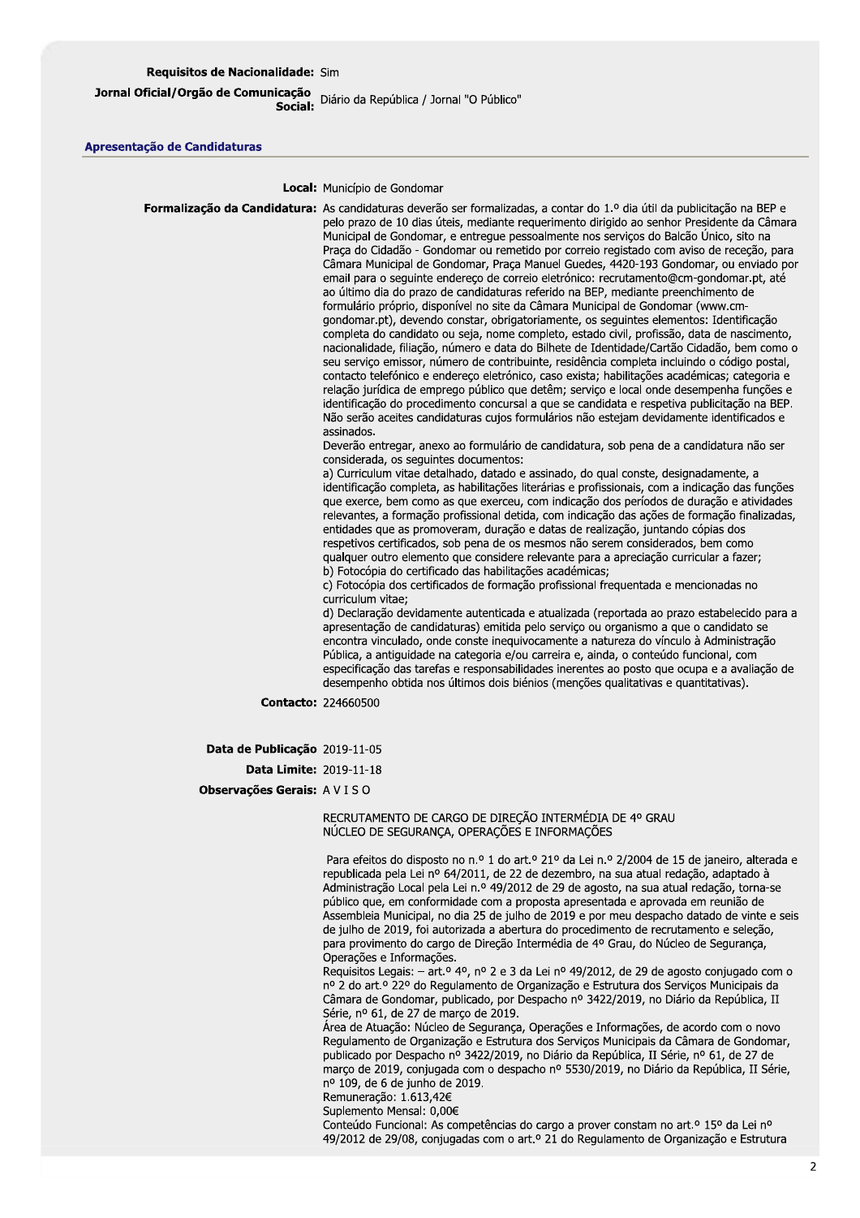**Requisitos de Nacionalidade:** Sim

**Jornal Oficial/Orgão de Comunicação Social:** Diário da República / Jornal "O Público"

## Apresentação de Candidaturas

**Local:** Município de Gondomar

**Formalização da Candidatura:** As candidaturas deverão ser formalizadas, a contar do 1.º dia útil da publicitação na BEP e pelo prazo de 10 dias úteis, mediante requerimento dirigido ao senhor Presidente da Câmara Municipal de Gondomar, e entregue pessoalmente nos serviços do Balcão Único, sito na Praça do Cidadão - Gondomar ou remetido por correio registado com aviso de receção, para Câmara Municipal de Gondomar, Praça Manuel Guedes, 4420-193 Gondomar, ou enviado por email para o seguinte endereço de correio eletrónico: recrutamento@cm-gondomar.pt, até ao último dia do prazo de candidaturas referido na BEP, mediante preenchimento de formulário próprio, disponível no site da Câmara Municipal de Gondomar (www.cm-gondomar.pt), devendo constar, obrigatoriamente, os seguintes elementos: Identificação completa do candidato ou seja, nome completo, estado civil, profissão, data de nascimento, nacionalidade, filiação, número e data do Bilhete de Identidade/Cartão Cidadão, bem como o seu serviço emissor, número de contribuinte, residência completa incluindo o código postal, contacto telefónico e endereço eletrónico, caso exista; habilitações académicas; categoria e relação jurídica de emprego público que detêm; serviço e local onde desempenha funções e identificação do procedimento concursal a que se candidata e respetiva publicitação na BEP. Não serão aceites candidaturas cujos formulários não estejam devidamente identificados e assinados.
Deverão entregar, anexo ao formulário de candidatura, sob pena de a candidatura não ser considerada, os seguintes documentos:
a) Curriculum vitae detalhado, datado e assinado, do qual conste, designadamente, a identificação completa, as habilitações literárias e profissionais, com a indicação das funções que exerce, bem como as que exerceu, com indicação dos períodos de duração e atividades relevantes, a formação profissional detida, com indicação das ações de formação finalizadas, entidades que as promoveram, duração e datas de realização, juntando cópias dos respetivos certificados, sob pena de os mesmos não serem considerados, bem como qualquer outro elemento que considere relevante para a apreciação curricular a fazer;
b) Fotocópia do certificado das habilitações académicas;
c) Fotocópia dos certificados de formação profissional frequentada e mencionadas no curriculum vitae;
d) Declaração devidamente autenticada e atualizada (reportada ao prazo estabelecido para a apresentação de candidaturas) emitida pelo serviço ou organismo a que o candidato se encontra vinculado, onde conste inequivocamente a natureza do vínculo à Administração Pública, a antiguidade na categoria e/ou carreira e, ainda, o conteúdo funcional, com especificação das tarefas e responsabilidades inerentes ao posto que ocupa e a avaliação de desempenho obtida nos últimos dois biénios (menções qualitativas e quantitativas).

**Contacto:** 224660500

**Data de Publicação** 2019-11-05

**Data Limite:** 2019-11-18

**Observações Gerais:** A V I S O

RECRUTAMENTO DE CARGO DE DIREÇÃO INTERMÉDIA DE 4º GRAU
NÚCLEO DE SEGURANÇA, OPERAÇÕES E INFORMAÇÕES

Para efeitos do disposto no n.º 1 do art.º 21º da Lei n.º 2/2004 de 15 de janeiro, alterada e republicada pela Lei nº 64/2011, de 22 de dezembro, na sua atual redação, adaptado à Administração Local pela Lei n.º 49/2012 de 29 de agosto, na sua atual redação, torna-se público que, em conformidade com a proposta apresentada e aprovada em reunião de Assembleia Municipal, no dia 25 de julho de 2019 e por meu despacho datado de vinte e seis de julho de 2019, foi autorizada a abertura do procedimento de recrutamento e seleção, para provimento do cargo de Direção Intermédia de 4º Grau, do Núcleo de Segurança, Operações e Informações.
Requisitos Legais: – art.º 4º, nº 2 e 3 da Lei nº 49/2012, de 29 de agosto conjugado com o nº 2 do art.º 22º do Regulamento de Organização e Estrutura dos Serviços Municipais da Câmara de Gondomar, publicado, por Despacho nº 3422/2019, no Diário da República, II Série, nº 61, de 27 de março de 2019.
Área de Atuação: Núcleo de Segurança, Operações e Informações, de acordo com o novo Regulamento de Organização e Estrutura dos Serviços Municipais da Câmara de Gondomar, publicado por Despacho nº 3422/2019, no Diário da República, II Série, nº 61, de 27 de março de 2019, conjugada com o despacho nº 5530/2019, no Diário da República, II Série, nº 109, de 6 de junho de 2019.
Remuneração: 1.613,42€
Suplemento Mensal: 0,00€
Conteúdo Funcional: As competências do cargo a prover constam no art.º 15º da Lei nº 49/2012 de 29/08, conjugadas com o art.º 21 do Regulamento de Organização e Estrutura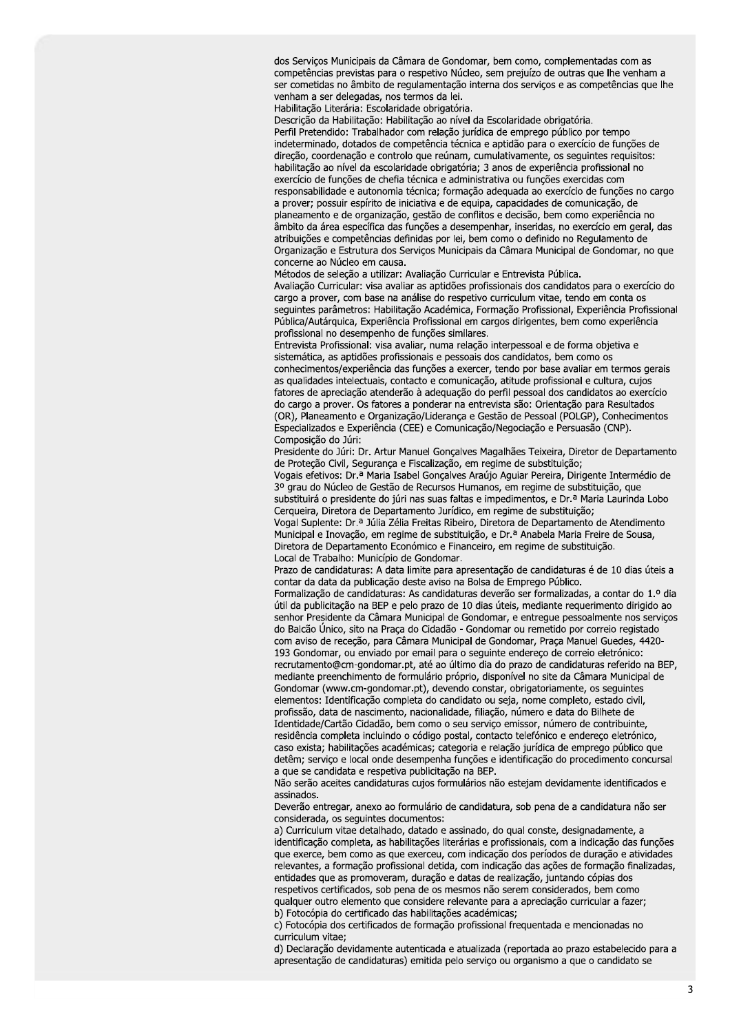dos Serviços Municipais da Câmara de Gondomar, bem como, complementadas com as competências previstas para o respetivo Núcleo, sem prejuízo de outras que lhe venham a ser cometidas no âmbito de regulamentação interna dos serviços e as competências que lhe venham a ser delegadas, nos termos da lei.

Habilitação Literária: Escolaridade obrigatória.

Descrição da Habilitação: Habilitação ao nível da Escolaridade obrigatória.

Perfil Pretendido: Trabalhador com relação jurídica de emprego público por tempo indeterminado, dotados de competência técnica e aptidão para o exercício de funções de direção, coordenação e controlo que reúnam, cumulativamente, os seguintes requisitos: habilitação ao nível da escolaridade obrigatória; 3 anos de experiência profissional no exercício de funções de chefia técnica e administrativa ou funções exercidas com responsabilidade e autonomia técnica; formação adequada ao exercício de funções no cargo a prover; possuir espírito de iniciativa e de equipa, capacidades de comunicação, de planeamento e de organização, gestão de conflitos e decisão, bem como experiência no âmbito da área específica das funções a desempenhar, inseridas, no exercício em geral, das atribuições e competências definidas por lei, bem como o definido no Regulamento de Organização e Estrutura dos Serviços Municipais da Câmara Municipal de Gondomar, no que concerne ao Núcleo em causa.

Métodos de seleção a utilizar: Avaliação Curricular e Entrevista Pública.

Avaliação Curricular: visa avaliar as aptidões profissionais dos candidatos para o exercício do cargo a prover, com base na análise do respetivo curriculum vitae, tendo em conta os seguintes parâmetros: Habilitação Académica, Formação Profissional, Experiência Profissional Pública/Autárquica, Experiência Profissional em cargos dirigentes, bem como experiência profissional no desempenho de funções similares.

Entrevista Profissional: visa avaliar, numa relação interpessoal e de forma objetiva e sistemática, as aptidões profissionais e pessoais dos candidatos, bem como os conhecimentos/experiência das funções a exercer, tendo por base avaliar em termos gerais as qualidades intelectuais, contacto e comunicação, atitude profissional e cultura, cujos fatores de apreciação atenderão à adequação do perfil pessoal dos candidatos ao exercício do cargo a prover. Os fatores a ponderar na entrevista são: Orientação para Resultados (OR), Planeamento e Organização/Liderança e Gestão de Pessoal (POLGP), Conhecimentos Especializados e Experiência (CEE) e Comunicação/Negociação e Persuasão (CNP).

Composição do Júri:

Presidente do Júri: Dr. Artur Manuel Gonçalves Magalhães Teixeira, Diretor de Departamento de Proteção Civil, Segurança e Fiscalização, em regime de substituição;

Vogais efetivos: Dr.ª Maria Isabel Gonçalves Araújo Aguiar Pereira, Dirigente Intermédio de 3º grau do Núcleo de Gestão de Recursos Humanos, em regime de substituição, que substituirá o presidente do júri nas suas faltas e impedimentos, e Dr.ª Maria Laurinda Lobo Cerqueira, Diretora de Departamento Jurídico, em regime de substituição;

Vogal Suplente: Dr.ª Júlia Zélia Freitas Ribeiro, Diretora de Departamento de Atendimento Municipal e Inovação, em regime de substituição, e Dr.ª Anabela Maria Freire de Sousa, Diretora de Departamento Económico e Financeiro, em regime de substituição.

Local de Trabalho: Município de Gondomar.

Prazo de candidaturas: A data limite para apresentação de candidaturas é de 10 dias úteis a contar da data da publicação deste aviso na Bolsa de Emprego Público.

Formalização de candidaturas: As candidaturas deverão ser formalizadas, a contar do 1.º dia útil da publicitação na BEP e pelo prazo de 10 dias úteis, mediante requerimento dirigido ao senhor Presidente da Câmara Municipal de Gondomar, e entregue pessoalmente nos serviços do Balcão Único, sito na Praça do Cidadão - Gondomar ou remetido por correio registado com aviso de receção, para Câmara Municipal de Gondomar, Praça Manuel Guedes, 4420-193 Gondomar, ou enviado por email para o seguinte endereço de correio eletrónico: recrutamento@cm-gondomar.pt, até ao último dia do prazo de candidaturas referido na BEP, mediante preenchimento de formulário próprio, disponível no site da Câmara Municipal de Gondomar (www.cm-gondomar.pt), devendo constar, obrigatoriamente, os seguintes elementos: Identificação completa do candidato ou seja, nome completo, estado civil, profissão, data de nascimento, nacionalidade, filiação, número e data do Bilhete de Identidade/Cartão Cidadão, bem como o seu serviço emissor, número de contribuinte, residência completa incluindo o código postal, contacto telefónico e endereço eletrónico, caso exista; habilitações académicas; categoria e relação jurídica de emprego público que detêm; serviço e local onde desempenha funções e identificação do procedimento concursal a que se candidata e respetiva publicitação na BEP.

Não serão aceites candidaturas cujos formulários não estejam devidamente identificados e assinados.

Deverão entregar, anexo ao formulário de candidatura, sob pena de a candidatura não ser considerada, os seguintes documentos:

a) Curriculum vitae detalhado, datado e assinado, do qual conste, designadamente, a identificação completa, as habilitações literárias e profissionais, com a indicação das funções que exerce, bem como as que exerceu, com indicação dos períodos de duração e atividades relevantes, a formação profissional detida, com indicação das ações de formação finalizadas, entidades que as promoveram, duração e datas de realização, juntando cópias dos respetivos certificados, sob pena de os mesmos não serem considerados, bem como qualquer outro elemento que considere relevante para a apreciação curricular a fazer;

b) Fotocópia do certificado das habilitações académicas;

c) Fotocópia dos certificados de formação profissional frequentada e mencionadas no curriculum vitae;

d) Declaração devidamente autenticada e atualizada (reportada ao prazo estabelecido para a apresentação de candidaturas) emitida pelo serviço ou organismo a que o candidato se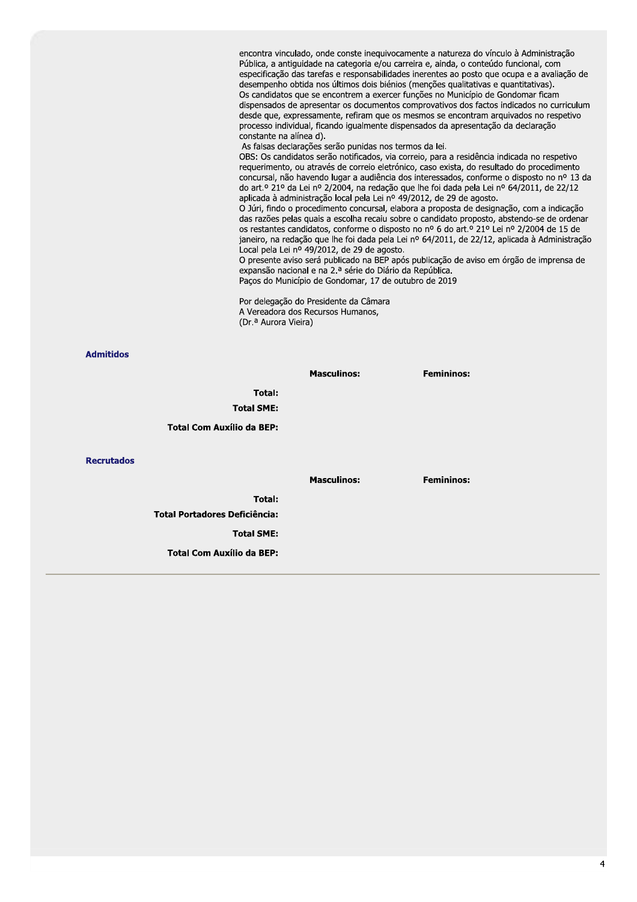encontra vinculado, onde conste inequivocamente a natureza do vínculo à Administração Pública, a antiguidade na categoria e/ou carreira e, ainda, o conteúdo funcional, com especificação das tarefas e responsabilidades inerentes ao posto que ocupa e a avaliação de desempenho obtida nos últimos dois biénios (menções qualitativas e quantitativas).

Os candidatos que se encontrem a exercer funções no Município de Gondomar ficam dispensados de apresentar os documentos comprovativos dos factos indicados no curriculum desde que, expressamente, refiram que os mesmos se encontram arquivados no respetivo processo individual, ficando igualmente dispensados da apresentação da declaração constante na alínea d).

As falsas declarações serão punidas nos termos da lei.

OBS: Os candidatos serão notificados, via correio, para a residência indicada no respetivo requerimento, ou através de correio eletrónico, caso exista, do resultado do procedimento concursal, não havendo lugar a audiência dos interessados, conforme o disposto no nº 13 da do art.º 21º da Lei nº 2/2004, na redação que lhe foi dada pela Lei nº 64/2011, de 22/12 aplicada à administração local pela Lei nº 49/2012, de 29 de agosto.

O Júri, findo o procedimento concursal, elabora a proposta de designação, com a indicação das razões pelas quais a escolha recaiu sobre o candidato proposto, abstendo-se de ordenar os restantes candidatos, conforme o disposto no nº 6 do art.º 21º Lei nº 2/2004 de 15 de janeiro, na redação que lhe foi dada pela Lei nº 64/2011, de 22/12, aplicada à Administração Local pela Lei nº 49/2012, de 29 de agosto.

O presente aviso será publicado na BEP após publicação de aviso em órgão de imprensa de expansão nacional e na 2.ª série do Diário da República.

Paços do Município de Gondomar, 17 de outubro de 2019

Por delegação do Presidente da Câmara
A Vereadora dos Recursos Humanos,
(Dr.ª Aurora Vieira)

**Admitidos**

| | Masculinos: | Femininos: |
|---|---|---|
| **Total:** | | |
| **Total SME:** | | |
| **Total Com Auxílio da BEP:** | | |

**Recrutados**

| | Masculinos: | Femininos: |
|---|---|---|
| **Total:** | | |
| **Total Portadores Deficiência:** | | |
| **Total SME:** | | |
| **Total Com Auxílio da BEP:** | | |